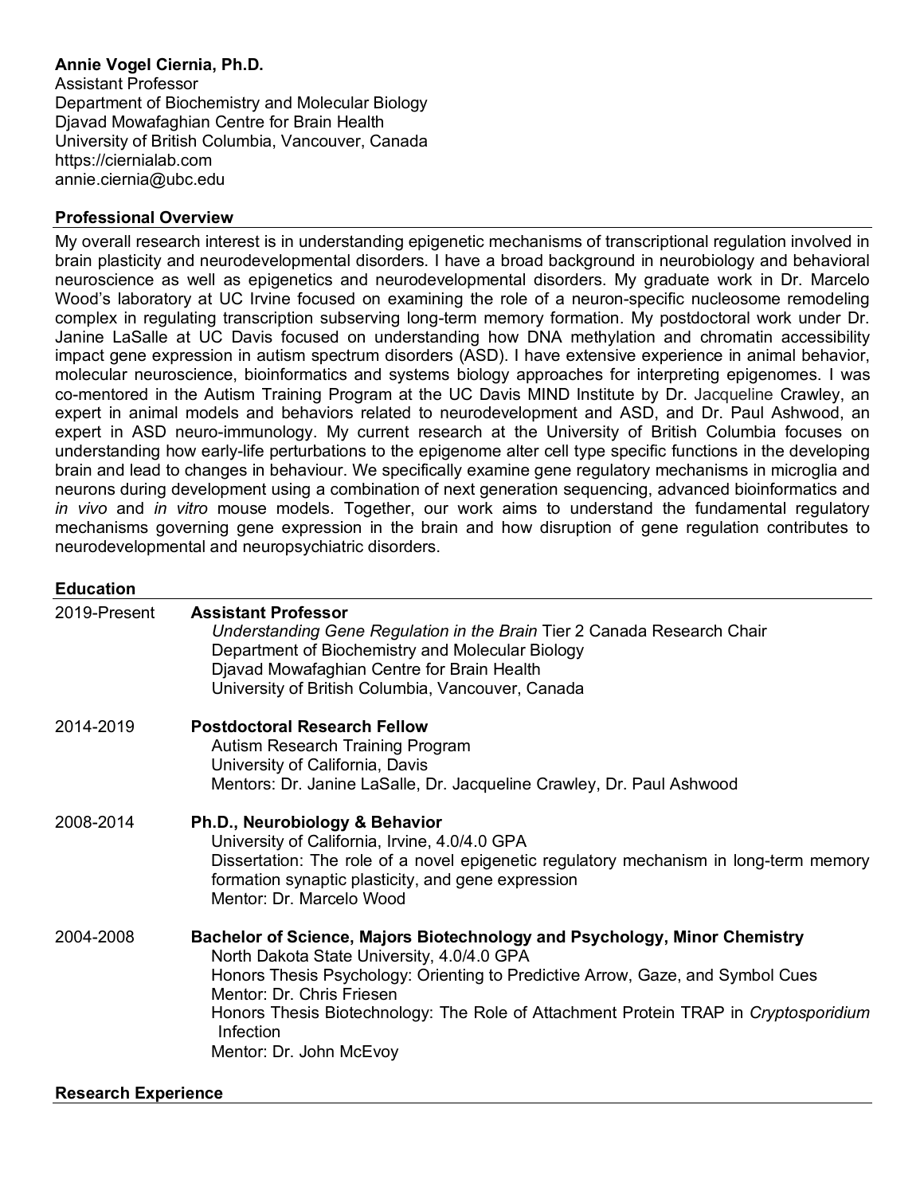**Annie Vogel Ciernia, Ph.D.**
Assistant Professor
Department of Biochemistry and Molecular Biology
Djavad Mowafaghian Centre for Brain Health
University of British Columbia, Vancouver, Canada
https://ciernialab.com
annie.ciernia@ubc.edu

## Professional Overview

My overall research interest is in understanding epigenetic mechanisms of transcriptional regulation involved in brain plasticity and neurodevelopmental disorders. I have a broad background in neurobiology and behavioral neuroscience as well as epigenetics and neurodevelopmental disorders. My graduate work in Dr. Marcelo Wood's laboratory at UC Irvine focused on examining the role of a neuron-specific nucleosome remodeling complex in regulating transcription subserving long-term memory formation. My postdoctoral work under Dr. Janine LaSalle at UC Davis focused on understanding how DNA methylation and chromatin accessibility impact gene expression in autism spectrum disorders (ASD). I have extensive experience in animal behavior, molecular neuroscience, bioinformatics and systems biology approaches for interpreting epigenomes. I was co-mentored in the Autism Training Program at the UC Davis MIND Institute by Dr. Jacqueline Crawley, an expert in animal models and behaviors related to neurodevelopment and ASD, and Dr. Paul Ashwood, an expert in ASD neuro-immunology. My current research at the University of British Columbia focuses on understanding how early-life perturbations to the epigenome alter cell type specific functions in the developing brain and lead to changes in behaviour. We specifically examine gene regulatory mechanisms in microglia and neurons during development using a combination of next generation sequencing, advanced bioinformatics and *in vivo* and *in vitro* mouse models. Together, our work aims to understand the fundamental regulatory mechanisms governing gene expression in the brain and how disruption of gene regulation contributes to neurodevelopmental and neuropsychiatric disorders.

## Education

2019-Present **Assistant Professor**
*Understanding Gene Regulation in the Brain* Tier 2 Canada Research Chair
Department of Biochemistry and Molecular Biology
Djavad Mowafaghian Centre for Brain Health
University of British Columbia, Vancouver, Canada

2014-2019 **Postdoctoral Research Fellow**
Autism Research Training Program
University of California, Davis
Mentors: Dr. Janine LaSalle, Dr. Jacqueline Crawley, Dr. Paul Ashwood

2008-2014 **Ph.D., Neurobiology & Behavior**
University of California, Irvine, 4.0/4.0 GPA
Dissertation: The role of a novel epigenetic regulatory mechanism in long-term memory formation synaptic plasticity, and gene expression
Mentor: Dr. Marcelo Wood

2004-2008 **Bachelor of Science, Majors Biotechnology and Psychology, Minor Chemistry**
North Dakota State University, 4.0/4.0 GPA
Honors Thesis Psychology: Orienting to Predictive Arrow, Gaze, and Symbol Cues
Mentor: Dr. Chris Friesen
Honors Thesis Biotechnology: The Role of Attachment Protein TRAP in *Cryptosporidium* Infection
Mentor: Dr. John McEvoy

## Research Experience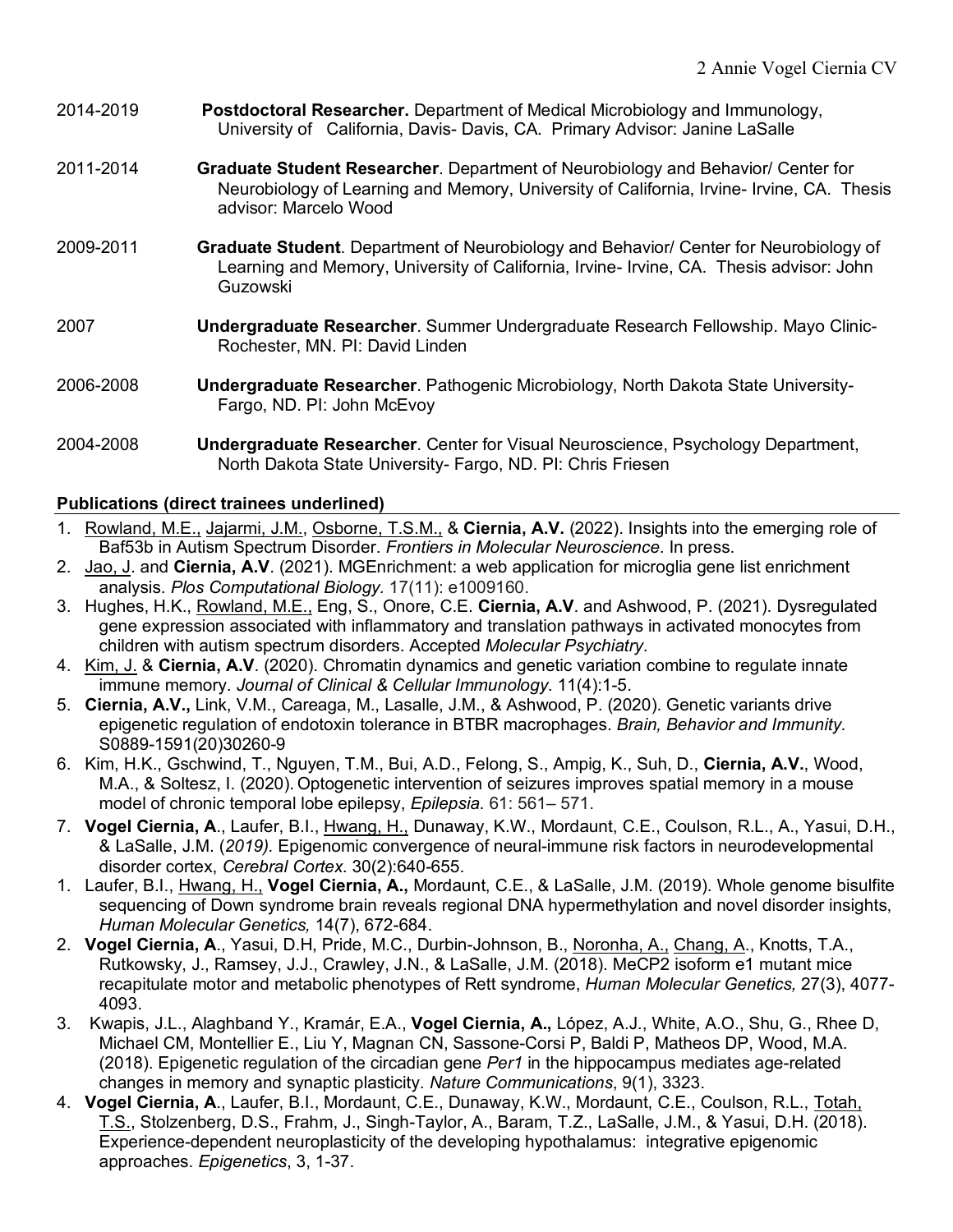2014-2019 **Postdoctoral Researcher.** Department of Medical Microbiology and Immunology, University of California, Davis- Davis, CA. Primary Advisor: Janine LaSalle

2011-2014 **Graduate Student Researcher**. Department of Neurobiology and Behavior/ Center for Neurobiology of Learning and Memory, University of California, Irvine- Irvine, CA. Thesis advisor: Marcelo Wood

2009-2011 **Graduate Student**. Department of Neurobiology and Behavior/ Center for Neurobiology of Learning and Memory, University of California, Irvine- Irvine, CA. Thesis advisor: John Guzowski

2007 **Undergraduate Researcher**. Summer Undergraduate Research Fellowship. Mayo Clinic- Rochester, MN. PI: David Linden

2006-2008 **Undergraduate Researcher**. Pathogenic Microbiology, North Dakota State University- Fargo, ND. PI: John McEvoy

2004-2008 **Undergraduate Researcher**. Center for Visual Neuroscience, Psychology Department, North Dakota State University- Fargo, ND. PI: Chris Friesen

## Publications (direct trainees underlined)

1. <u>Rowland, M.E.,</u> <u>Jajarmi, J.M.,</u> <u>Osborne, T.S.M.,</u> & **Ciernia, A.V.** (2022). Insights into the emerging role of Baf53b in Autism Spectrum Disorder. *Frontiers in Molecular Neuroscience*. In press.
2. <u>Jao, J</u>. and **Ciernia, A.V**. (2021). MGEnrichment: a web application for microglia gene list enrichment analysis. *Plos Computational Biology.* 17(11): e1009160.
3. Hughes, H.K., <u>Rowland, M.E.,</u> Eng, S., Onore, C.E. **Ciernia, A.V**. and Ashwood, P. (2021). Dysregulated gene expression associated with inflammatory and translation pathways in activated monocytes from children with autism spectrum disorders. Accepted *Molecular Psychiatry*.
4. <u>Kim, J.</u> & **Ciernia, A.V**. (2020). Chromatin dynamics and genetic variation combine to regulate innate immune memory. *Journal of Clinical & Cellular Immunology*. 11(4):1-5.
5. **Ciernia, A.V.,** Link, V.M., Careaga, M., Lasalle, J.M., & Ashwood, P. (2020). Genetic variants drive epigenetic regulation of endotoxin tolerance in BTBR macrophages. *Brain, Behavior and Immunity*. S0889-1591(20)30260-9
6. Kim, H.K., Gschwind, T., Nguyen, T.M., Bui, A.D., Felong, S., Ampig, K., Suh, D., **Ciernia, A.V.**, Wood, M.A., & Soltesz, I. (2020). Optogenetic intervention of seizures improves spatial memory in a mouse model of chronic temporal lobe epilepsy, *Epilepsia.* 61: 561– 571.
7. **Vogel Ciernia, A**., Laufer, B.I., <u>Hwang, H.,</u> Dunaway, K.W., Mordaunt, C.E., Coulson, R.L., A., Yasui, D.H., & LaSalle, J.M. (*2019).* Epigenomic convergence of neural-immune risk factors in neurodevelopmental disorder cortex, *Cerebral Cortex.* 30(2):640-655.
1. Laufer, B.I., <u>Hwang, H.,</u> **Vogel Ciernia, A.,** Mordaunt, C.E., & LaSalle, J.M. (2019). Whole genome bisulfite sequencing of Down syndrome brain reveals regional DNA hypermethylation and novel disorder insights, *Human Molecular Genetics,* 14(7), 672-684.
2. **Vogel Ciernia, A**., Yasui, D.H, Pride, M.C., Durbin-Johnson, B., <u>Noronha, A.,</u> <u>Chang, A</u>., Knotts, T.A., Rutkowsky, J., Ramsey, J.J., Crawley, J.N., & LaSalle, J.M. (2018). MeCP2 isoform e1 mutant mice recapitulate motor and metabolic phenotypes of Rett syndrome, *Human Molecular Genetics,* 27(3), 4077-4093.
3. Kwapis, J.L., Alaghband Y., Kramár, E.A., **Vogel Ciernia, A.,** López, A.J., White, A.O., Shu, G., Rhee D, Michael CM, Montellier E., Liu Y, Magnan CN, Sassone-Corsi P, Baldi P, Matheos DP, Wood, M.A. (2018). Epigenetic regulation of the circadian gene *Per1* in the hippocampus mediates age-related changes in memory and synaptic plasticity. *Nature Communications*, 9(1), 3323.
4. **Vogel Ciernia, A**., Laufer, B.I., Mordaunt, C.E., Dunaway, K.W., Mordaunt, C.E., Coulson, R.L., <u>Totah, T.S.</u>, Stolzenberg, D.S., Frahm, J., Singh-Taylor, A., Baram, T.Z., LaSalle, J.M., & Yasui, D.H. (2018). Experience-dependent neuroplasticity of the developing hypothalamus: integrative epigenomic approaches. *Epigenetics*, 3, 1-37.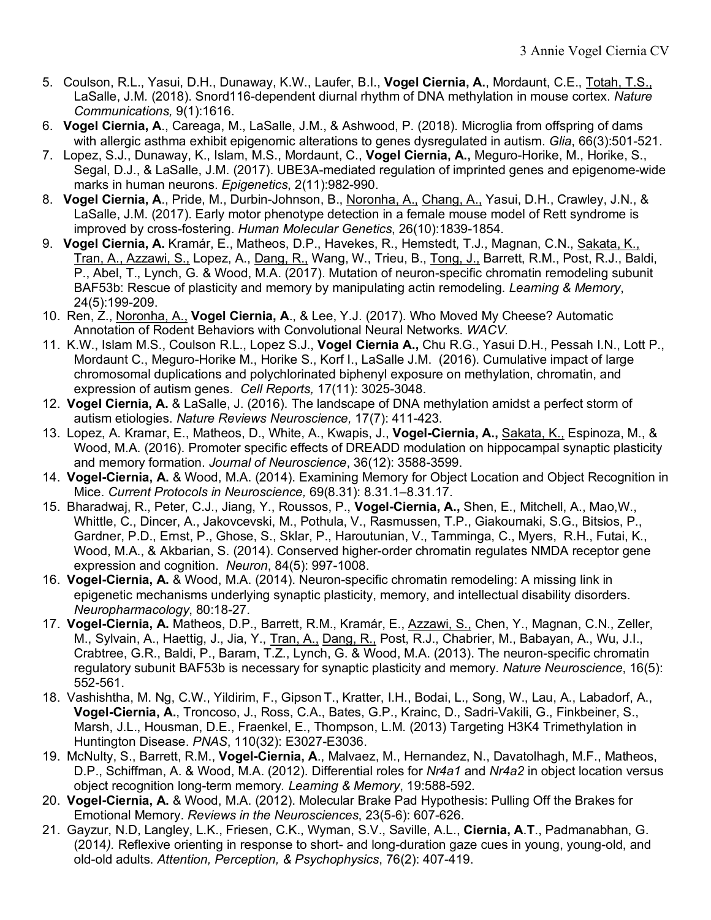5. Coulson, R.L., Yasui, D.H., Dunaway, K.W., Laufer, B.I., **Vogel Ciernia, A.**, Mordaunt, C.E., <u>Totah, T.S.,</u> LaSalle, J.M. (2018). Snord116-dependent diurnal rhythm of DNA methylation in mouse cortex. *Nature Communications,* 9(1):1616.
6. **Vogel Ciernia, A**., Careaga, M., LaSalle, J.M., & Ashwood, P. (2018). Microglia from offspring of dams with allergic asthma exhibit epigenomic alterations to genes dysregulated in autism. *Glia*, 66(3):501-521.
7. Lopez, S.J., Dunaway, K., Islam, M.S., Mordaunt, C., **Vogel Ciernia, A.**, Meguro-Horike, M., Horike, S., Segal, D.J., & LaSalle, J.M. (2017). UBE3A-mediated regulation of imprinted genes and epigenome-wide marks in human neurons. *Epigenetics*, 2(11):982-990.
8. **Vogel Ciernia, A**., Pride, M., Durbin-Johnson, B., <u>Noronha, A.,</u> <u>Chang, A.,</u> Yasui, D.H., Crawley, J.N., & LaSalle, J.M. (2017). Early motor phenotype detection in a female mouse model of Rett syndrome is improved by cross-fostering. *Human Molecular Genetics*, 26(10):1839-1854.
9. **Vogel Ciernia, A.** Kramár, E., Matheos, D.P., Havekes, R., Hemstedt, T.J., Magnan, C.N., <u>Sakata, K.,</u> <u>Tran, A., Azzawi, S.,</u> Lopez, A., <u>Dang, R.,</u> Wang, W., Trieu, B., <u>Tong, J.,</u> Barrett, R.M., Post, R.J., Baldi, P., Abel, T., Lynch, G. & Wood, M.A. (2017). Mutation of neuron-specific chromatin remodeling subunit BAF53b: Rescue of plasticity and memory by manipulating actin remodeling. *Learning & Memory*, 24(5):199-209.
10. Ren, Z., <u>Noronha, A.,</u> **Vogel Ciernia, A**., & Lee, Y.J. (2017). Who Moved My Cheese? Automatic Annotation of Rodent Behaviors with Convolutional Neural Networks. *WACV.*
11. K.W., Islam M.S., Coulson R.L., Lopez S.J., **Vogel Ciernia A.,** Chu R.G., Yasui D.H., Pessah I.N., Lott P., Mordaunt C., Meguro-Horike M., Horike S., Korf I., LaSalle J.M. (2016). Cumulative impact of large chromosomal duplications and polychlorinated biphenyl exposure on methylation, chromatin, and expression of autism genes. *Cell Reports,* 17(11): 3025-3048.
12. **Vogel Ciernia, A.** & LaSalle, J. (2016). The landscape of DNA methylation amidst a perfect storm of autism etiologies. *Nature Reviews Neuroscience,* 17(7): 411-423.
13. Lopez, A. Kramar, E., Matheos, D., White, A., Kwapis, J., **Vogel-Ciernia, A.,** <u>Sakata, K.,</u> Espinoza, M., & Wood, M.A. (2016). Promoter specific effects of DREADD modulation on hippocampal synaptic plasticity and memory formation. *Journal of Neuroscience*, 36(12): 3588-3599.
14. **Vogel-Ciernia, A.** & Wood, M.A. (2014). Examining Memory for Object Location and Object Recognition in Mice. *Current Protocols in Neuroscience,* 69(8.31): 8.31.1–8.31.17.
15. Bharadwaj, R., Peter, C.J., Jiang, Y., Roussos, P., **Vogel-Ciernia, A.,** Shen, E., Mitchell, A., Mao,W., Whittle, C., Dincer, A., Jakovcevski, M., Pothula, V., Rasmussen, T.P., Giakoumaki, S.G., Bitsios, P., Gardner, P.D., Ernst, P., Ghose, S., Sklar, P., Haroutunian, V., Tamminga, C., Myers, R.H., Futai, K., Wood, M.A., & Akbarian, S. (2014). Conserved higher-order chromatin regulates NMDA receptor gene expression and cognition. *Neuron*, 84(5): 997-1008.
16. **Vogel-Ciernia, A.** & Wood, M.A. (2014). Neuron-specific chromatin remodeling: A missing link in epigenetic mechanisms underlying synaptic plasticity, memory, and intellectual disability disorders. *Neuropharmacology*, 80:18-27.
17. **Vogel-Ciernia, A.** Matheos, D.P., Barrett, R.M., Kramár, E., <u>Azzawi, S.,</u> Chen, Y., Magnan, C.N., Zeller, M., Sylvain, A., Haettig, J., Jia, Y., <u>Tran, A.,</u> <u>Dang, R.,</u> Post, R.J., Chabrier, M., Babayan, A., Wu, J.I., Crabtree, G.R., Baldi, P., Baram, T.Z., Lynch, G. & Wood, M.A. (2013). The neuron-specific chromatin regulatory subunit BAF53b is necessary for synaptic plasticity and memory. *Nature Neuroscience*, 16(5): 552-561.
18. Vashishtha, M. Ng, C.W., Yildirim, F., Gipson T., Kratter, I.H., Bodai, L., Song, W., Lau, A., Labadorf, A., **Vogel-Ciernia, A.**, Troncoso, J., Ross, C.A., Bates, G.P., Krainc, D., Sadri-Vakili, G., Finkbeiner, S., Marsh, J.L., Housman, D.E., Fraenkel, E., Thompson, L.M. (2013) Targeting H3K4 Trimethylation in Huntington Disease. *PNAS*, 110(32): E3027-E3036.
19. McNulty, S., Barrett, R.M., **Vogel-Ciernia, A**., Malvaez, M., Hernandez, N., Davatolhagh, M.F., Matheos, D.P., Schiffman, A. & Wood, M.A. (2012). Differential roles for *Nr4a1* and *Nr4a2* in object location versus object recognition long-term memory. *Learning & Memory*, 19:588-592.
20. **Vogel-Ciernia, A.** & Wood, M.A. (2012). Molecular Brake Pad Hypothesis: Pulling Off the Brakes for Emotional Memory. *Reviews in the Neurosciences*, 23(5-6): 607-626.
21. Gayzur, N.D, Langley, L.K., Friesen, C.K., Wyman, S.V., Saville, A.L., **Ciernia, A**.**T**., Padmanabhan, G. (2014*).* Reflexive orienting in response to short- and long-duration gaze cues in young, young-old, and old-old adults. *Attention, Perception, & Psychophysics*, 76(2): 407-419.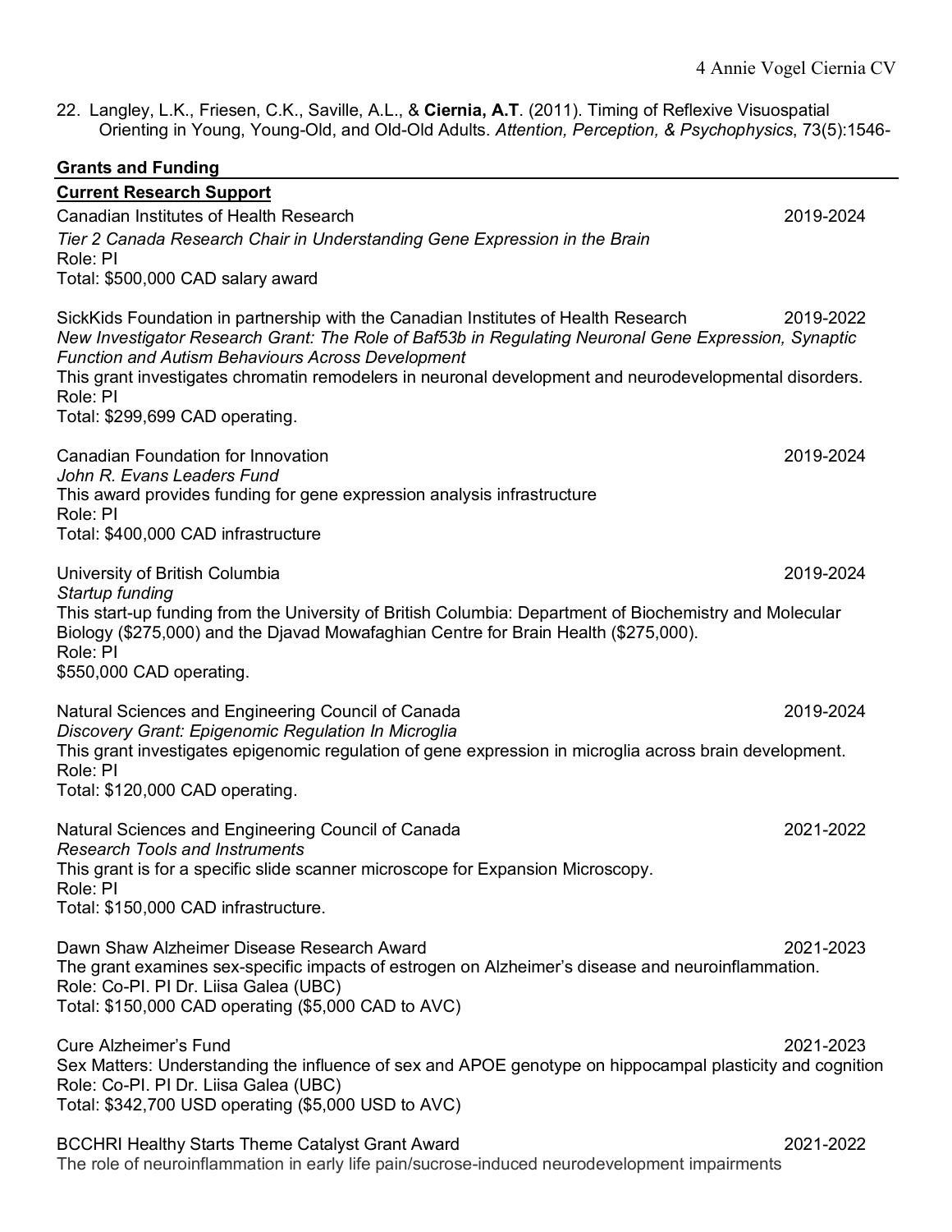22. Langley, L.K., Friesen, C.K., Saville, A.L., & **Ciernia, A.T**. (2011). Timing of Reflexive Visuospatial Orienting in Young, Young-Old, and Old-Old Adults. *Attention, Perception, & Psychophysics*, 73(5):1546-

## Grants and Funding

### Current Research Support

Canadian Institutes of Health Research — 2019-2024
*Tier 2 Canada Research Chair in Understanding Gene Expression in the Brain*
Role: PI
Total: $500,000 CAD salary award

SickKids Foundation in partnership with the Canadian Institutes of Health Research — 2019-2022
*New Investigator Research Grant: The Role of Baf53b in Regulating Neuronal Gene Expression, Synaptic Function and Autism Behaviours Across Development*
This grant investigates chromatin remodelers in neuronal development and neurodevelopmental disorders.
Role: PI
Total: $299,699 CAD operating.

Canadian Foundation for Innovation — 2019-2024
*John R. Evans Leaders Fund*
This award provides funding for gene expression analysis infrastructure
Role: PI
Total: $400,000 CAD infrastructure

University of British Columbia — 2019-2024
*Startup funding*
This start-up funding from the University of British Columbia: Department of Biochemistry and Molecular Biology ($275,000) and the Djavad Mowafaghian Centre for Brain Health ($275,000).
Role: PI
$550,000 CAD operating.

Natural Sciences and Engineering Council of Canada — 2019-2024
*Discovery Grant: Epigenomic Regulation In Microglia*
This grant investigates epigenomic regulation of gene expression in microglia across brain development.
Role: PI
Total: $120,000 CAD operating.

Natural Sciences and Engineering Council of Canada — 2021-2022
*Research Tools and Instruments*
This grant is for a specific slide scanner microscope for Expansion Microscopy.
Role: PI
Total: $150,000 CAD infrastructure.

Dawn Shaw Alzheimer Disease Research Award — 2021-2023
The grant examines sex-specific impacts of estrogen on Alzheimer's disease and neuroinflammation.
Role: Co-PI. PI Dr. Liisa Galea (UBC)
Total: $150,000 CAD operating ($5,000 CAD to AVC)

Cure Alzheimer's Fund — 2021-2023
Sex Matters: Understanding the influence of sex and APOE genotype on hippocampal plasticity and cognition
Role: Co-PI. PI Dr. Liisa Galea (UBC)
Total: $342,700 USD operating ($5,000 USD to AVC)

BCCHRI Healthy Starts Theme Catalyst Grant Award — 2021-2022
The role of neuroinflammation in early life pain/sucrose-induced neurodevelopment impairments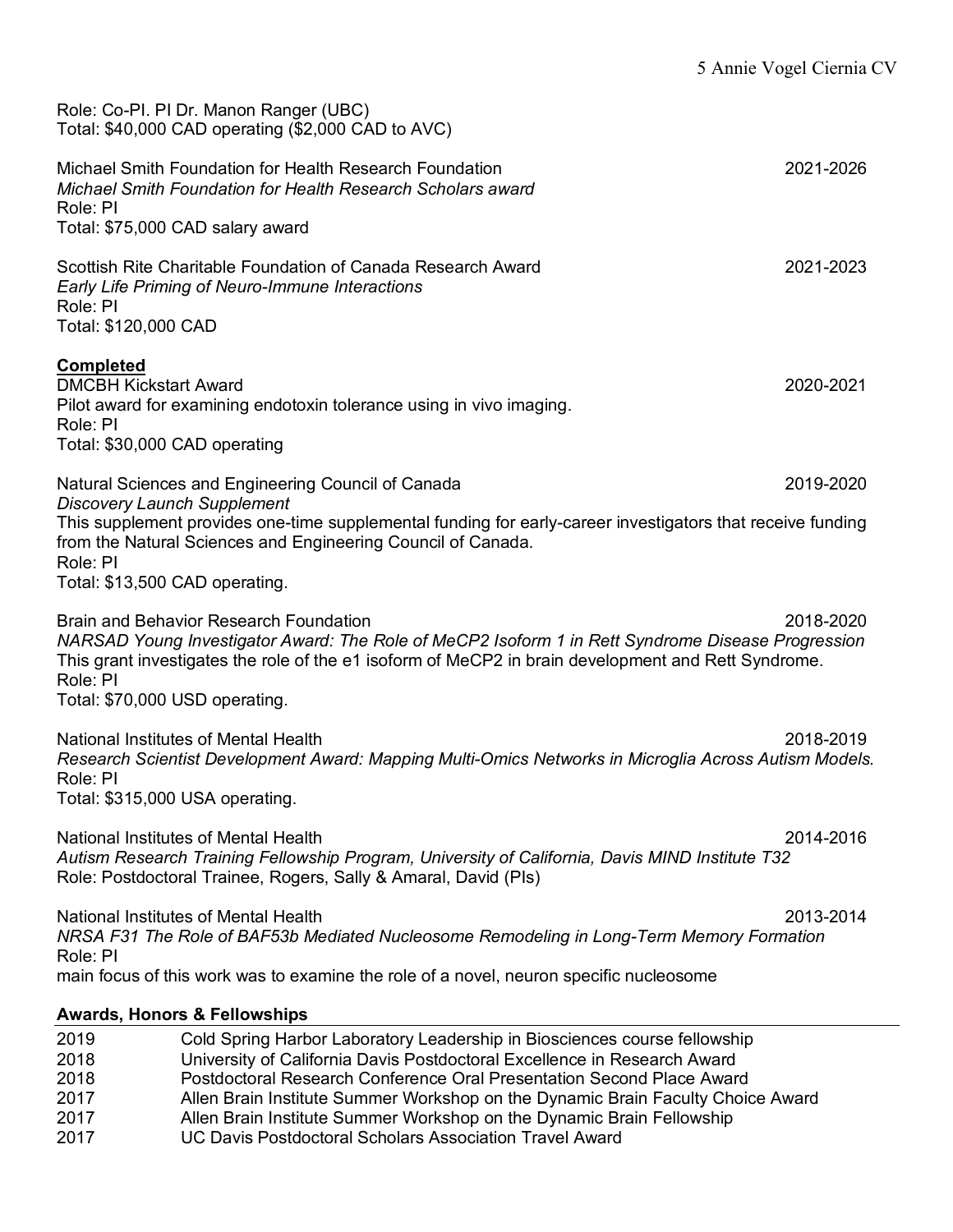Role: Co-PI. PI Dr. Manon Ranger (UBC)
Total: $40,000 CAD operating ($2,000 CAD to AVC)

Michael Smith Foundation for Health Research Foundation — 2021-2026
*Michael Smith Foundation for Health Research Scholars award*
Role: PI
Total: $75,000 CAD salary award

Scottish Rite Charitable Foundation of Canada Research Award — 2021-2023
*Early Life Priming of Neuro-Immune Interactions*
Role: PI
Total: $120,000 CAD

**Completed**

DMCBH Kickstart Award — 2020-2021
Pilot award for examining endotoxin tolerance using in vivo imaging.
Role: PI
Total: $30,000 CAD operating

Natural Sciences and Engineering Council of Canada — 2019-2020
*Discovery Launch Supplement*
This supplement provides one-time supplemental funding for early-career investigators that receive funding from the Natural Sciences and Engineering Council of Canada.
Role: PI
Total: $13,500 CAD operating.

Brain and Behavior Research Foundation — 2018-2020
*NARSAD Young Investigator Award: The Role of MeCP2 Isoform 1 in Rett Syndrome Disease Progression*
This grant investigates the role of the e1 isoform of MeCP2 in brain development and Rett Syndrome.
Role: PI
Total: $70,000 USD operating.

National Institutes of Mental Health — 2018-2019
*Research Scientist Development Award: Mapping Multi-Omics Networks in Microglia Across Autism Models.*
Role: PI
Total: $315,000 USA operating.

National Institutes of Mental Health — 2014-2016
*Autism Research Training Fellowship Program, University of California, Davis MIND Institute T32*
Role: Postdoctoral Trainee, Rogers, Sally & Amaral, David (PIs)

National Institutes of Mental Health — 2013-2014
*NRSA F31 The Role of BAF53b Mediated Nucleosome Remodeling in Long-Term Memory Formation*
Role: PI
main focus of this work was to examine the role of a novel, neuron specific nucleosome

## Awards, Honors & Fellowships

| | |
|---|---|
| 2019 | Cold Spring Harbor Laboratory Leadership in Biosciences course fellowship |
| 2018 | University of California Davis Postdoctoral Excellence in Research Award |
| 2018 | Postdoctoral Research Conference Oral Presentation Second Place Award |
| 2017 | Allen Brain Institute Summer Workshop on the Dynamic Brain Faculty Choice Award |
| 2017 | Allen Brain Institute Summer Workshop on the Dynamic Brain Fellowship |
| 2017 | UC Davis Postdoctoral Scholars Association Travel Award |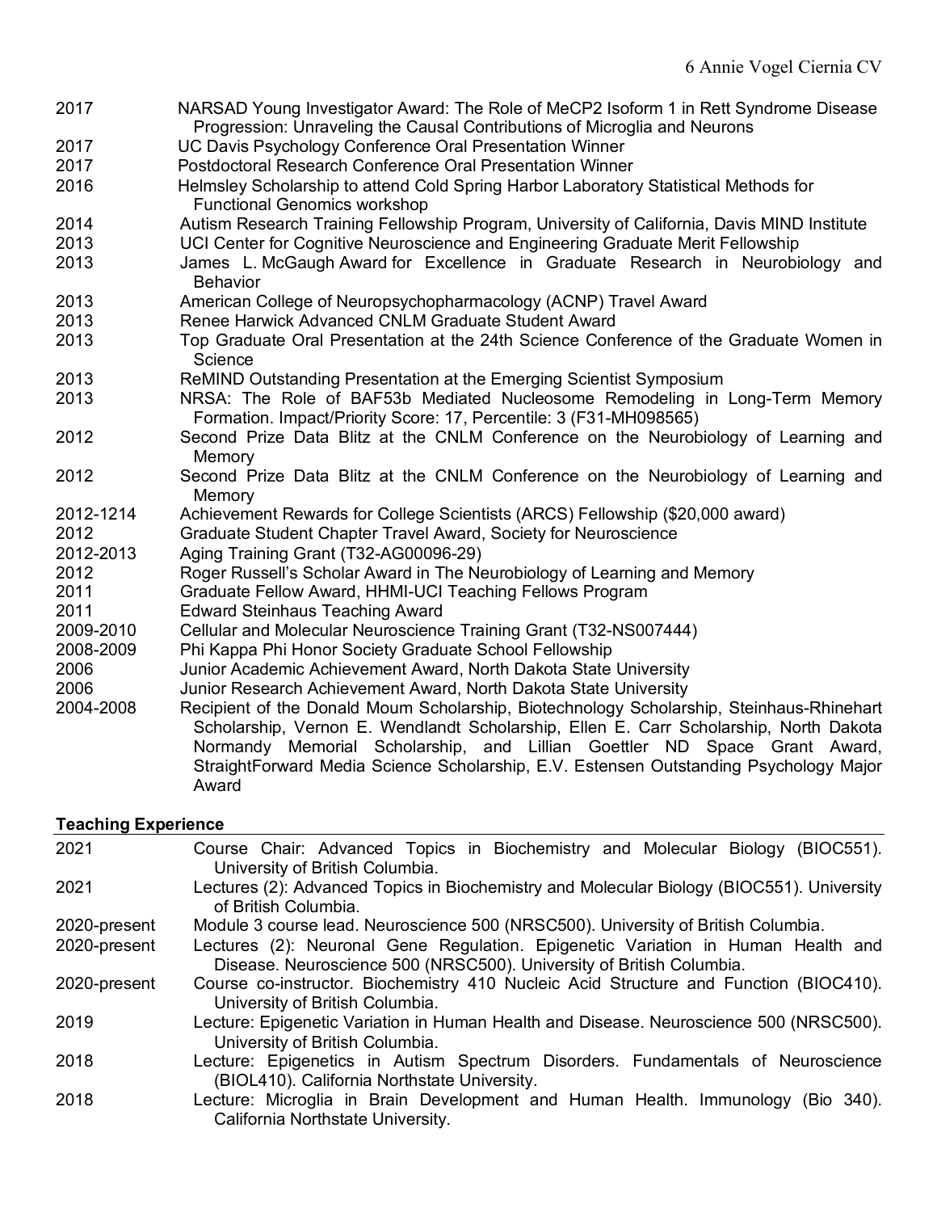| | |
|---|---|
| 2017 | NARSAD Young Investigator Award: The Role of MeCP2 Isoform 1 in Rett Syndrome Disease Progression: Unraveling the Causal Contributions of Microglia and Neurons |
| 2017 | UC Davis Psychology Conference Oral Presentation Winner |
| 2017 | Postdoctoral Research Conference Oral Presentation Winner |
| 2016 | Helmsley Scholarship to attend Cold Spring Harbor Laboratory Statistical Methods for Functional Genomics workshop |
| 2014 | Autism Research Training Fellowship Program, University of California, Davis MIND Institute |
| 2013 | UCI Center for Cognitive Neuroscience and Engineering Graduate Merit Fellowship |
| 2013 | James L. McGaugh Award for Excellence in Graduate Research in Neurobiology and Behavior |
| 2013 | American College of Neuropsychopharmacology (ACNP) Travel Award |
| 2013 | Renee Harwick Advanced CNLM Graduate Student Award |
| 2013 | Top Graduate Oral Presentation at the 24th Science Conference of the Graduate Women in Science |
| 2013 | ReMIND Outstanding Presentation at the Emerging Scientist Symposium |
| 2013 | NRSA: The Role of BAF53b Mediated Nucleosome Remodeling in Long-Term Memory Formation. Impact/Priority Score: 17, Percentile: 3 (F31-MH098565) |
| 2012 | Second Prize Data Blitz at the CNLM Conference on the Neurobiology of Learning and Memory |
| 2012 | Second Prize Data Blitz at the CNLM Conference on the Neurobiology of Learning and Memory |
| 2012-1214 | Achievement Rewards for College Scientists (ARCS) Fellowship ($20,000 award) |
| 2012 | Graduate Student Chapter Travel Award, Society for Neuroscience |
| 2012-2013 | Aging Training Grant (T32-AG00096-29) |
| 2012 | Roger Russell's Scholar Award in The Neurobiology of Learning and Memory |
| 2011 | Graduate Fellow Award, HHMI-UCI Teaching Fellows Program |
| 2011 | Edward Steinhaus Teaching Award |
| 2009-2010 | Cellular and Molecular Neuroscience Training Grant (T32-NS007444) |
| 2008-2009 | Phi Kappa Phi Honor Society Graduate School Fellowship |
| 2006 | Junior Academic Achievement Award, North Dakota State University |
| 2006 | Junior Research Achievement Award, North Dakota State University |
| 2004-2008 | Recipient of the Donald Moum Scholarship, Biotechnology Scholarship, Steinhaus-Rhinehart Scholarship, Vernon E. Wendlandt Scholarship, Ellen E. Carr Scholarship, North Dakota Normandy Memorial Scholarship, and Lillian Goettler ND Space Grant Award, StraightForward Media Science Scholarship, E.V. Estensen Outstanding Psychology Major Award |

## Teaching Experience

| | |
|---|---|
| 2021 | Course Chair: Advanced Topics in Biochemistry and Molecular Biology (BIOC551). University of British Columbia. |
| 2021 | Lectures (2): Advanced Topics in Biochemistry and Molecular Biology (BIOC551). University of British Columbia. |
| 2020-present | Module 3 course lead. Neuroscience 500 (NRSC500). University of British Columbia. |
| 2020-present | Lectures (2): Neuronal Gene Regulation. Epigenetic Variation in Human Health and Disease. Neuroscience 500 (NRSC500). University of British Columbia. |
| 2020-present | Course co-instructor. Biochemistry 410 Nucleic Acid Structure and Function (BIOC410). University of British Columbia. |
| 2019 | Lecture: Epigenetic Variation in Human Health and Disease. Neuroscience 500 (NRSC500). University of British Columbia. |
| 2018 | Lecture: Epigenetics in Autism Spectrum Disorders. Fundamentals of Neuroscience (BIOL410). California Northstate University. |
| 2018 | Lecture: Microglia in Brain Development and Human Health. Immunology (Bio 340). California Northstate University. |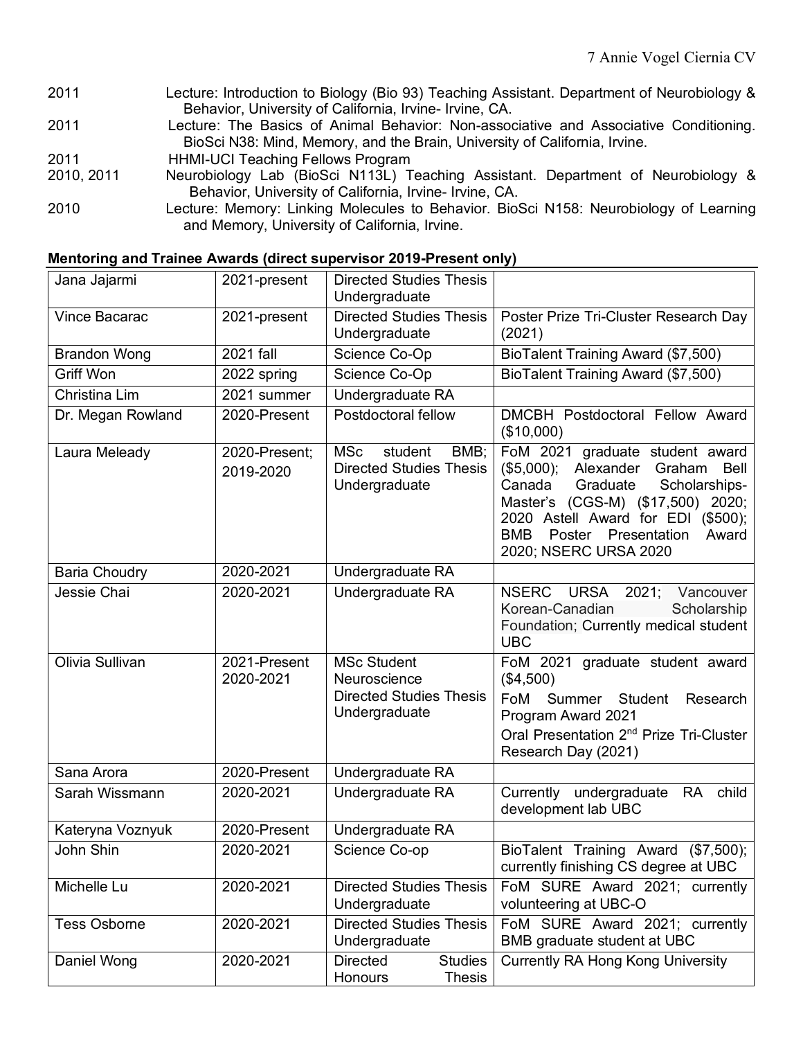| | |
|---|---|
| 2011 | Lecture: Introduction to Biology (Bio 93) Teaching Assistant. Department of Neurobiology & Behavior, University of California, Irvine- Irvine, CA. |
| 2011 | Lecture: The Basics of Animal Behavior: Non-associative and Associative Conditioning. BioSci N38: Mind, Memory, and the Brain, University of California, Irvine. |
| 2011 | HHMI-UCI Teaching Fellows Program |
| 2010, 2011 | Neurobiology Lab (BioSci N113L) Teaching Assistant. Department of Neurobiology & Behavior, University of California, Irvine- Irvine, CA. |
| 2010 | Lecture: Memory: Linking Molecules to Behavior. BioSci N158: Neurobiology of Learning and Memory, University of California, Irvine. |

**Mentoring and Trainee Awards (direct supervisor 2019-Present only)**

| | | | |
|---|---|---|---|
| Jana Jajarmi | 2021-present | Directed Studies Thesis Undergraduate | |
| Vince Bacarac | 2021-present | Directed Studies Thesis Undergraduate | Poster Prize Tri-Cluster Research Day (2021) |
| Brandon Wong | 2021 fall | Science Co-Op | BioTalent Training Award ($7,500) |
| Griff Won | 2022 spring | Science Co-Op | BioTalent Training Award ($7,500) |
| Christina Lim | 2021 summer | Undergraduate RA | |
| Dr. Megan Rowland | 2020-Present | Postdoctoral fellow | DMCBH Postdoctoral Fellow Award ($10,000) |
| Laura Meleady | 2020-Present; 2019-2020 | MSc student BMB; Directed Studies Thesis Undergraduate | FoM 2021 graduate student award ($5,000); Alexander Graham Bell Canada Graduate Scholarships-Master's (CGS-M) ($17,500) 2020; 2020 Astell Award for EDI ($500); BMB Poster Presentation Award 2020; NSERC URSA 2020 |
| Baria Choudry | 2020-2021 | Undergraduate RA | |
| Jessie Chai | 2020-2021 | Undergraduate RA | NSERC URSA 2021; Vancouver Korean-Canadian Scholarship Foundation; Currently medical student UBC |
| Olivia Sullivan | 2021-Present 2020-2021 | MSc Student Neuroscience Directed Studies Thesis Undergraduate | FoM 2021 graduate student award ($4,500) FoM Summer Student Research Program Award 2021 Oral Presentation 2nd Prize Tri-Cluster Research Day (2021) |
| Sana Arora | 2020-Present | Undergraduate RA | |
| Sarah Wissmann | 2020-2021 | Undergraduate RA | Currently undergraduate RA child development lab UBC |
| Kateryna Voznyuk | 2020-Present | Undergraduate RA | |
| John Shin | 2020-2021 | Science Co-op | BioTalent Training Award ($7,500); currently finishing CS degree at UBC |
| Michelle Lu | 2020-2021 | Directed Studies Thesis Undergraduate | FoM SURE Award 2021; currently volunteering at UBC-O |
| Tess Osborne | 2020-2021 | Directed Studies Thesis Undergraduate | FoM SURE Award 2021; currently BMB graduate student at UBC |
| Daniel Wong | 2020-2021 | Directed Studies Honours Thesis | Currently RA Hong Kong University |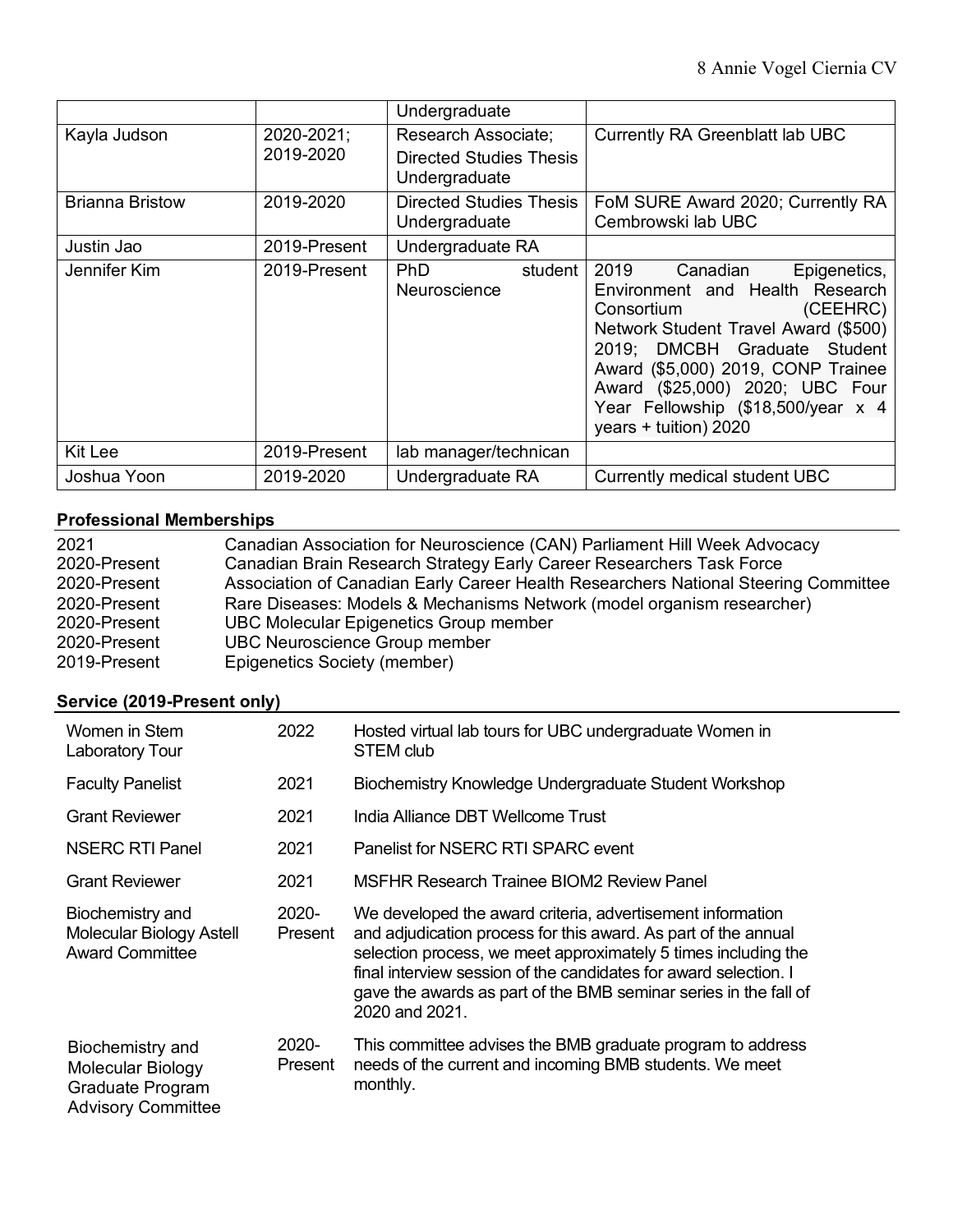| | | | |
|---|---|---|---|
| | | Undergraduate | |
| Kayla Judson | 2020-2021; 2019-2020 | Research Associate; Directed Studies Thesis Undergraduate | Currently RA Greenblatt lab UBC |
| Brianna Bristow | 2019-2020 | Directed Studies Thesis Undergraduate | FoM SURE Award 2020; Currently RA Cembrowski lab UBC |
| Justin Jao | 2019-Present | Undergraduate RA | |
| Jennifer Kim | 2019-Present | PhD student Neuroscience | 2019 Canadian Epigenetics, Environment and Health Research Consortium (CEEHRC) Network Student Travel Award ($500) 2019; DMCBH Graduate Student Award ($5,000) 2019, CONP Trainee Award ($25,000) 2020; UBC Four Year Fellowship ($18,500/year x 4 years + tuition) 2020 |
| Kit Lee | 2019-Present | lab manager/technican | |
| Joshua Yoon | 2019-2020 | Undergraduate RA | Currently medical student UBC |

## Professional Memberships

| | |
|---|---|
| 2021 | Canadian Association for Neuroscience (CAN) Parliament Hill Week Advocacy |
| 2020-Present | Canadian Brain Research Strategy Early Career Researchers Task Force |
| 2020-Present | Association of Canadian Early Career Health Researchers National Steering Committee |
| 2020-Present | Rare Diseases: Models & Mechanisms Network (model organism researcher) |
| 2020-Present | UBC Molecular Epigenetics Group member |
| 2020-Present | UBC Neuroscience Group member |
| 2019-Present | Epigenetics Society (member) |

## Service (2019-Present only)

| | | |
|---|---|---|
| Women in Stem Laboratory Tour | 2022 | Hosted virtual lab tours for UBC undergraduate Women in STEM club |
| Faculty Panelist | 2021 | Biochemistry Knowledge Undergraduate Student Workshop |
| Grant Reviewer | 2021 | India Alliance DBT Wellcome Trust |
| NSERC RTI Panel | 2021 | Panelist for NSERC RTI SPARC event |
| Grant Reviewer | 2021 | MSFHR Research Trainee BIOM2 Review Panel |
| Biochemistry and Molecular Biology Astell Award Committee | 2020-Present | We developed the award criteria, advertisement information and adjudication process for this award. As part of the annual selection process, we meet approximately 5 times including the final interview session of the candidates for award selection. I gave the awards as part of the BMB seminar series in the fall of 2020 and 2021. |
| Biochemistry and Molecular Biology Graduate Program Advisory Committee | 2020-Present | This committee advises the BMB graduate program to address needs of the current and incoming BMB students. We meet monthly. |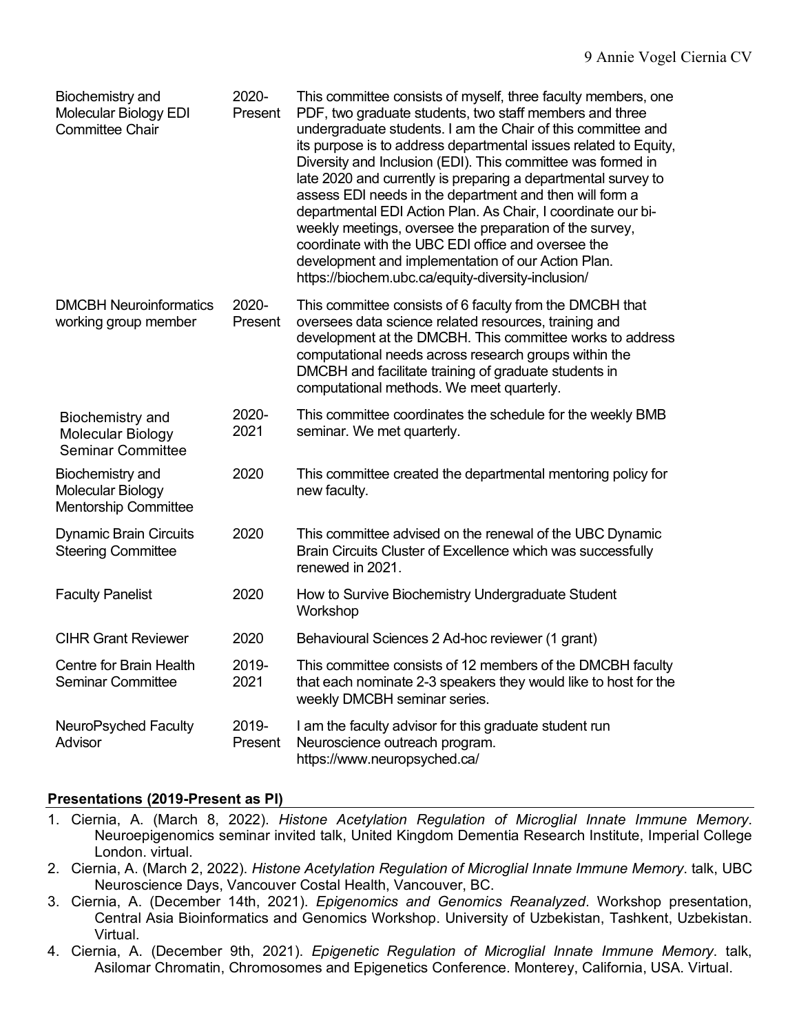| | | |
|---|---|---|
| Biochemistry and Molecular Biology EDI Committee Chair | 2020-Present | This committee consists of myself, three faculty members, one PDF, two graduate students, two staff members and three undergraduate students. I am the Chair of this committee and its purpose is to address departmental issues related to Equity, Diversity and Inclusion (EDI). This committee was formed in late 2020 and currently is preparing a departmental survey to assess EDI needs in the department and then will form a departmental EDI Action Plan. As Chair, I coordinate our bi-weekly meetings, oversee the preparation of the survey, coordinate with the UBC EDI office and oversee the development and implementation of our Action Plan. https://biochem.ubc.ca/equity-diversity-inclusion/ |
| DMCBH Neuroinformatics working group member | 2020-Present | This committee consists of 6 faculty from the DMCBH that oversees data science related resources, training and development at the DMCBH. This committee works to address computational needs across research groups within the DMCBH and facilitate training of graduate students in computational methods. We meet quarterly. |
| Biochemistry and Molecular Biology Seminar Committee | 2020-2021 | This committee coordinates the schedule for the weekly BMB seminar. We met quarterly. |
| Biochemistry and Molecular Biology Mentorship Committee | 2020 | This committee created the departmental mentoring policy for new faculty. |
| Dynamic Brain Circuits Steering Committee | 2020 | This committee advised on the renewal of the UBC Dynamic Brain Circuits Cluster of Excellence which was successfully renewed in 2021. |
| Faculty Panelist | 2020 | How to Survive Biochemistry Undergraduate Student Workshop |
| CIHR Grant Reviewer | 2020 | Behavioural Sciences 2 Ad-hoc reviewer (1 grant) |
| Centre for Brain Health Seminar Committee | 2019-2021 | This committee consists of 12 members of the DMCBH faculty that each nominate 2-3 speakers they would like to host for the weekly DMCBH seminar series. |
| NeuroPsyched Faculty Advisor | 2019-Present | I am the faculty advisor for this graduate student run Neuroscience outreach program. https://www.neuropsyched.ca/ |

## Presentations (2019-Present as PI)

1. Ciernia, A. (March 8, 2022). *Histone Acetylation Regulation of Microglial Innate Immune Memory*. Neuroepigenomics seminar invited talk, United Kingdom Dementia Research Institute, Imperial College London. virtual.
2. Ciernia, A. (March 2, 2022). *Histone Acetylation Regulation of Microglial Innate Immune Memory*. talk, UBC Neuroscience Days, Vancouver Costal Health, Vancouver, BC.
3. Ciernia, A. (December 14th, 2021). *Epigenomics and Genomics Reanalyzed*. Workshop presentation, Central Asia Bioinformatics and Genomics Workshop. University of Uzbekistan, Tashkent, Uzbekistan. Virtual.
4. Ciernia, A. (December 9th, 2021). *Epigenetic Regulation of Microglial Innate Immune Memory*. talk, Asilomar Chromatin, Chromosomes and Epigenetics Conference. Monterey, California, USA. Virtual.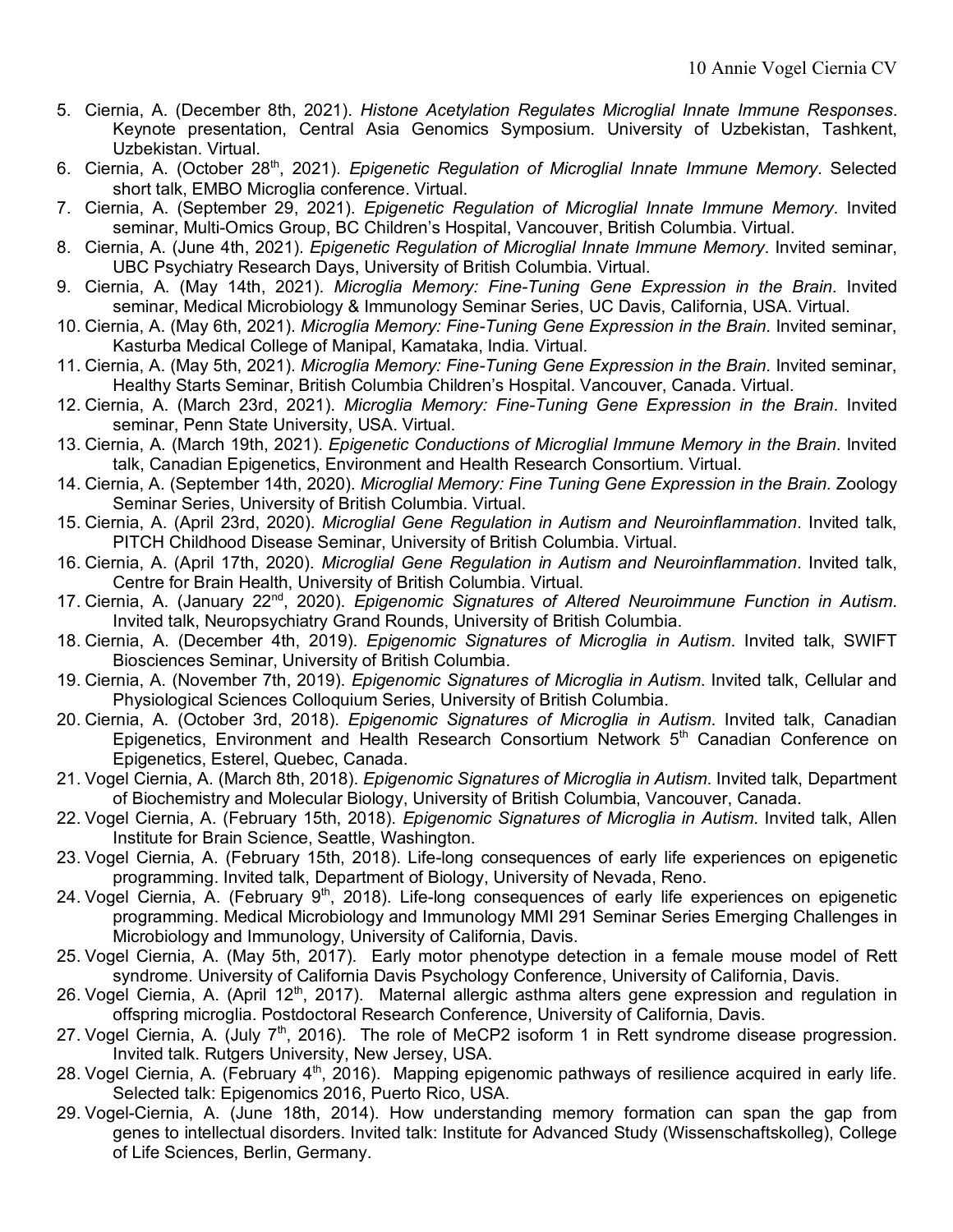5. Ciernia, A. (December 8th, 2021). *Histone Acetylation Regulates Microglial Innate Immune Responses*. Keynote presentation, Central Asia Genomics Symposium. University of Uzbekistan, Tashkent, Uzbekistan. Virtual.
6. Ciernia, A. (October 28th, 2021). *Epigenetic Regulation of Microglial Innate Immune Memory*. Selected short talk, EMBO Microglia conference. Virtual.
7. Ciernia, A. (September 29, 2021). *Epigenetic Regulation of Microglial Innate Immune Memory*. Invited seminar, Multi-Omics Group, BC Children's Hospital, Vancouver, British Columbia. Virtual.
8. Ciernia, A. (June 4th, 2021). *Epigenetic Regulation of Microglial Innate Immune Memory*. Invited seminar, UBC Psychiatry Research Days, University of British Columbia. Virtual.
9. Ciernia, A. (May 14th, 2021). *Microglia Memory: Fine-Tuning Gene Expression in the Brain*. Invited seminar, Medical Microbiology & Immunology Seminar Series, UC Davis, California, USA. Virtual.
10. Ciernia, A. (May 6th, 2021). *Microglia Memory: Fine-Tuning Gene Expression in the Brain*. Invited seminar, Kasturba Medical College of Manipal, Kamataka, India. Virtual.
11. Ciernia, A. (May 5th, 2021). *Microglia Memory: Fine-Tuning Gene Expression in the Brain*. Invited seminar, Healthy Starts Seminar, British Columbia Children's Hospital. Vancouver, Canada. Virtual.
12. Ciernia, A. (March 23rd, 2021). *Microglia Memory: Fine-Tuning Gene Expression in the Brain*. Invited seminar, Penn State University, USA. Virtual.
13. Ciernia, A. (March 19th, 2021). *Epigenetic Conductions of Microglial Immune Memory in the Brain*. Invited talk, Canadian Epigenetics, Environment and Health Research Consortium. Virtual.
14. Ciernia, A. (September 14th, 2020). *Microglial Memory: Fine Tuning Gene Expression in the Brain.* Zoology Seminar Series, University of British Columbia. Virtual.
15. Ciernia, A. (April 23rd, 2020). *Microglial Gene Regulation in Autism and Neuroinflammation*. Invited talk, PITCH Childhood Disease Seminar, University of British Columbia. Virtual.
16. Ciernia, A. (April 17th, 2020). *Microglial Gene Regulation in Autism and Neuroinflammation*. Invited talk, Centre for Brain Health, University of British Columbia. Virtual.
17. Ciernia, A. (January 22nd, 2020). *Epigenomic Signatures of Altered Neuroimmune Function in Autism*. Invited talk, Neuropsychiatry Grand Rounds, University of British Columbia.
18. Ciernia, A. (December 4th, 2019). *Epigenomic Signatures of Microglia in Autism*. Invited talk, SWIFT Biosciences Seminar, University of British Columbia.
19. Ciernia, A. (November 7th, 2019). *Epigenomic Signatures of Microglia in Autism.* Invited talk, Cellular and Physiological Sciences Colloquium Series, University of British Columbia.
20. Ciernia, A. (October 3rd, 2018). *Epigenomic Signatures of Microglia in Autism*. Invited talk, Canadian Epigenetics, Environment and Health Research Consortium Network 5th Canadian Conference on Epigenetics, Esterel, Quebec, Canada.
21. Vogel Ciernia, A. (March 8th, 2018). *Epigenomic Signatures of Microglia in Autism*. Invited talk, Department of Biochemistry and Molecular Biology, University of British Columbia, Vancouver, Canada.
22. Vogel Ciernia, A. (February 15th, 2018). *Epigenomic Signatures of Microglia in Autism*. Invited talk, Allen Institute for Brain Science, Seattle, Washington.
23. Vogel Ciernia, A. (February 15th, 2018). Life-long consequences of early life experiences on epigenetic programming. Invited talk, Department of Biology, University of Nevada, Reno.
24. Vogel Ciernia, A. (February 9th, 2018). Life-long consequences of early life experiences on epigenetic programming. Medical Microbiology and Immunology MMI 291 Seminar Series Emerging Challenges in Microbiology and Immunology, University of California, Davis.
25. Vogel Ciernia, A. (May 5th, 2017). Early motor phenotype detection in a female mouse model of Rett syndrome. University of California Davis Psychology Conference, University of California, Davis.
26. Vogel Ciernia, A. (April 12th, 2017). Maternal allergic asthma alters gene expression and regulation in offspring microglia. Postdoctoral Research Conference, University of California, Davis.
27. Vogel Ciernia, A. (July 7th, 2016). The role of MeCP2 isoform 1 in Rett syndrome disease progression. Invited talk. Rutgers University, New Jersey, USA.
28. Vogel Ciernia, A. (February 4th, 2016). Mapping epigenomic pathways of resilience acquired in early life. Selected talk: Epigenomics 2016, Puerto Rico, USA.
29. Vogel-Ciernia, A. (June 18th, 2014). How understanding memory formation can span the gap from genes to intellectual disorders. Invited talk: Institute for Advanced Study (Wissenschaftskolleg), College of Life Sciences, Berlin, Germany.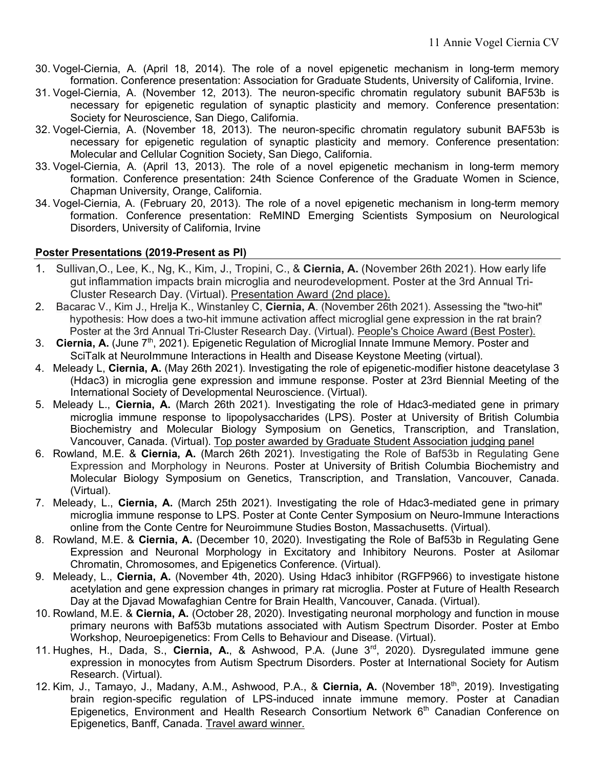30. Vogel-Ciernia, A. (April 18, 2014). The role of a novel epigenetic mechanism in long-term memory formation. Conference presentation: Association for Graduate Students, University of California, Irvine.
31. Vogel-Ciernia, A. (November 12, 2013). The neuron-specific chromatin regulatory subunit BAF53b is necessary for epigenetic regulation of synaptic plasticity and memory. Conference presentation: Society for Neuroscience, San Diego, California.
32. Vogel-Ciernia, A. (November 18, 2013). The neuron-specific chromatin regulatory subunit BAF53b is necessary for epigenetic regulation of synaptic plasticity and memory. Conference presentation: Molecular and Cellular Cognition Society, San Diego, California.
33. Vogel-Ciernia, A. (April 13, 2013). The role of a novel epigenetic mechanism in long-term memory formation. Conference presentation: 24th Science Conference of the Graduate Women in Science, Chapman University, Orange, California.
34. Vogel-Ciernia, A. (February 20, 2013). The role of a novel epigenetic mechanism in long-term memory formation. Conference presentation: ReMIND Emerging Scientists Symposium on Neurological Disorders, University of California, Irvine

**Poster Presentations (2019-Present as PI)**

1. Sullivan,O., Lee, K., Ng, K., Kim, J., Tropini, C., & **Ciernia, A.** (November 26th 2021). How early life gut inflammation impacts brain microglia and neurodevelopment. Poster at the 3rd Annual Tri-Cluster Research Day. (Virtual). Presentation Award (2nd place).
2. Bacarac V., Kim J., Hrelja K., Winstanley C, **Ciernia, A**. (November 26th 2021). Assessing the "two-hit" hypothesis: How does a two-hit immune activation affect microglial gene expression in the rat brain? Poster at the 3rd Annual Tri-Cluster Research Day. (Virtual). People's Choice Award (Best Poster).
3. **Ciernia, A.** (June 7th, 2021). Epigenetic Regulation of Microglial Innate Immune Memory. Poster and SciTalk at NeuroImmune Interactions in Health and Disease Keystone Meeting (virtual).
4. Meleady L, **Ciernia, A.** (May 26th 2021). Investigating the role of epigenetic-modifier histone deacetylase 3 (Hdac3) in microglia gene expression and immune response. Poster at 23rd Biennial Meeting of the International Society of Developmental Neuroscience. (Virtual).
5. Meleady L., **Ciernia, A.** (March 26th 2021). Investigating the role of Hdac3-mediated gene in primary microglia immune response to lipopolysaccharides (LPS). Poster at University of British Columbia Biochemistry and Molecular Biology Symposium on Genetics, Transcription, and Translation, Vancouver, Canada. (Virtual). Top poster awarded by Graduate Student Association judging panel
6. Rowland, M.E. & **Ciernia, A.** (March 26th 2021). Investigating the Role of Baf53b in Regulating Gene Expression and Morphology in Neurons. Poster at University of British Columbia Biochemistry and Molecular Biology Symposium on Genetics, Transcription, and Translation, Vancouver, Canada. (Virtual).
7. Meleady, L., **Ciernia, A.** (March 25th 2021). Investigating the role of Hdac3-mediated gene in primary microglia immune response to LPS. Poster at Conte Center Symposium on Neuro-Immune Interactions online from the Conte Centre for Neuroimmune Studies Boston, Massachusetts. (Virtual).
8. Rowland, M.E. & **Ciernia, A.** (December 10, 2020). Investigating the Role of Baf53b in Regulating Gene Expression and Neuronal Morphology in Excitatory and Inhibitory Neurons. Poster at Asilomar Chromatin, Chromosomes, and Epigenetics Conference. (Virtual).
9. Meleady, L., **Ciernia, A.** (November 4th, 2020). Using Hdac3 inhibitor (RGFP966) to investigate histone acetylation and gene expression changes in primary rat microglia. Poster at Future of Health Research Day at the Djavad Mowafaghian Centre for Brain Health, Vancouver, Canada. (Virtual).
10. Rowland, M.E. & **Ciernia, A.** (October 28, 2020). Investigating neuronal morphology and function in mouse primary neurons with Baf53b mutations associated with Autism Spectrum Disorder. Poster at Embo Workshop, Neuroepigenetics: From Cells to Behaviour and Disease. (Virtual).
11. Hughes, H., Dada, S., **Ciernia, A.**, & Ashwood, P.A. (June 3rd, 2020). Dysregulated immune gene expression in monocytes from Autism Spectrum Disorders. Poster at International Society for Autism Research. (Virtual).
12. Kim, J., Tamayo, J., Madany, A.M., Ashwood, P.A., & **Ciernia, A.** (November 18th, 2019). Investigating brain region-specific regulation of LPS-induced innate immune memory. Poster at Canadian Epigenetics, Environment and Health Research Consortium Network 6th Canadian Conference on Epigenetics, Banff, Canada. Travel award winner.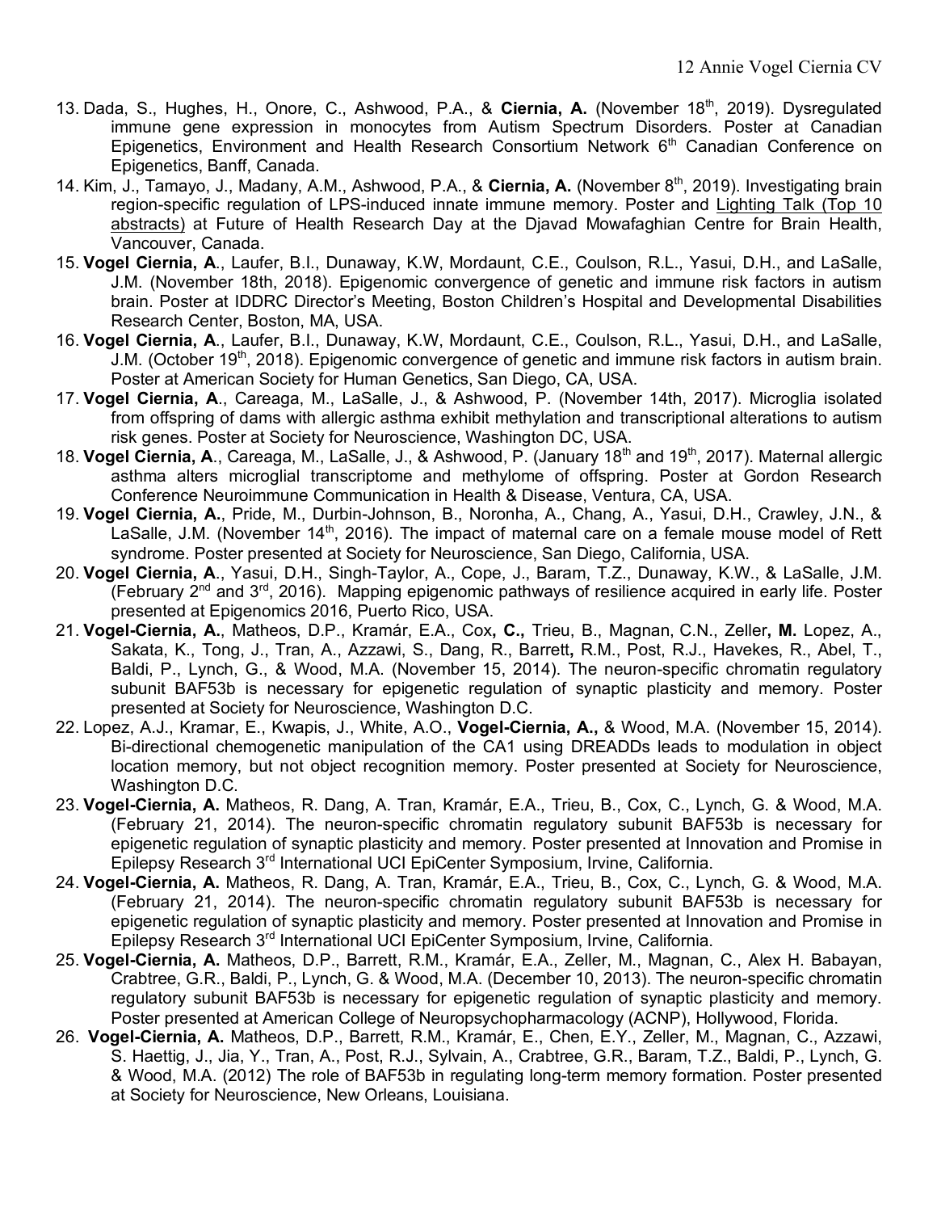13. Dada, S., Hughes, H., Onore, C., Ashwood, P.A., & **Ciernia, A.** (November 18th, 2019). Dysregulated immune gene expression in monocytes from Autism Spectrum Disorders. Poster at Canadian Epigenetics, Environment and Health Research Consortium Network 6th Canadian Conference on Epigenetics, Banff, Canada.
14. Kim, J., Tamayo, J., Madany, A.M., Ashwood, P.A., & **Ciernia, A.** (November 8th, 2019). Investigating brain region-specific regulation of LPS-induced innate immune memory. Poster and Lighting Talk (Top 10 abstracts) at Future of Health Research Day at the Djavad Mowafaghian Centre for Brain Health, Vancouver, Canada.
15. **Vogel Ciernia, A**., Laufer, B.I., Dunaway, K.W, Mordaunt, C.E., Coulson, R.L., Yasui, D.H., and LaSalle, J.M. (November 18th, 2018). Epigenomic convergence of genetic and immune risk factors in autism brain. Poster at IDDRC Director's Meeting, Boston Children's Hospital and Developmental Disabilities Research Center, Boston, MA, USA.
16. **Vogel Ciernia, A**., Laufer, B.I., Dunaway, K.W, Mordaunt, C.E., Coulson, R.L., Yasui, D.H., and LaSalle, J.M. (October 19th, 2018). Epigenomic convergence of genetic and immune risk factors in autism brain. Poster at American Society for Human Genetics, San Diego, CA, USA.
17. **Vogel Ciernia, A**., Careaga, M., LaSalle, J., & Ashwood, P. (November 14th, 2017). Microglia isolated from offspring of dams with allergic asthma exhibit methylation and transcriptional alterations to autism risk genes. Poster at Society for Neuroscience, Washington DC, USA.
18. **Vogel Ciernia, A**., Careaga, M., LaSalle, J., & Ashwood, P. (January 18th and 19th, 2017). Maternal allergic asthma alters microglial transcriptome and methylome of offspring. Poster at Gordon Research Conference Neuroimmune Communication in Health & Disease, Ventura, CA, USA.
19. **Vogel Ciernia, A.**, Pride, M., Durbin-Johnson, B., Noronha, A., Chang, A., Yasui, D.H., Crawley, J.N., & LaSalle, J.M. (November 14th, 2016). The impact of maternal care on a female mouse model of Rett syndrome. Poster presented at Society for Neuroscience, San Diego, California, USA.
20. **Vogel Ciernia, A**., Yasui, D.H., Singh-Taylor, A., Cope, J., Baram, T.Z., Dunaway, K.W., & LaSalle, J.M. (February 2nd and 3rd, 2016). Mapping epigenomic pathways of resilience acquired in early life. Poster presented at Epigenomics 2016, Puerto Rico, USA.
21. **Vogel-Ciernia, A.**, Matheos, D.P., Kramár, E.A., Cox**, C.,** Trieu, B., Magnan, C.N., Zeller**, M.** Lopez, A., Sakata, K., Tong, J., Tran, A., Azzawi, S., Dang, R., Barrett**,** R.M., Post, R.J., Havekes, R., Abel, T., Baldi, P., Lynch, G., & Wood, M.A. (November 15, 2014). The neuron-specific chromatin regulatory subunit BAF53b is necessary for epigenetic regulation of synaptic plasticity and memory. Poster presented at Society for Neuroscience, Washington D.C.
22. Lopez, A.J., Kramar, E., Kwapis, J., White, A.O., **Vogel-Ciernia, A.,** & Wood, M.A. (November 15, 2014). Bi-directional chemogenetic manipulation of the CA1 using DREADDs leads to modulation in object location memory, but not object recognition memory. Poster presented at Society for Neuroscience, Washington D.C.
23. **Vogel-Ciernia, A.** Matheos, R. Dang, A. Tran, Kramár, E.A., Trieu, B., Cox, C., Lynch, G. & Wood, M.A. (February 21, 2014). The neuron-specific chromatin regulatory subunit BAF53b is necessary for epigenetic regulation of synaptic plasticity and memory. Poster presented at Innovation and Promise in Epilepsy Research 3rd International UCI EpiCenter Symposium, Irvine, California.
24. **Vogel-Ciernia, A.** Matheos, R. Dang, A. Tran, Kramár, E.A., Trieu, B., Cox, C., Lynch, G. & Wood, M.A. (February 21, 2014). The neuron-specific chromatin regulatory subunit BAF53b is necessary for epigenetic regulation of synaptic plasticity and memory. Poster presented at Innovation and Promise in Epilepsy Research 3rd International UCI EpiCenter Symposium, Irvine, California.
25. **Vogel-Ciernia, A.** Matheos, D.P., Barrett, R.M., Kramár, E.A., Zeller, M., Magnan, C., Alex H. Babayan, Crabtree, G.R., Baldi, P., Lynch, G. & Wood, M.A. (December 10, 2013). The neuron-specific chromatin regulatory subunit BAF53b is necessary for epigenetic regulation of synaptic plasticity and memory. Poster presented at American College of Neuropsychopharmacology (ACNP), Hollywood, Florida.
26. **Vogel-Ciernia, A.** Matheos, D.P., Barrett, R.M., Kramár, E., Chen, E.Y., Zeller, M., Magnan, C., Azzawi, S. Haettig, J., Jia, Y., Tran, A., Post, R.J., Sylvain, A., Crabtree, G.R., Baram, T.Z., Baldi, P., Lynch, G. & Wood, M.A. (2012) The role of BAF53b in regulating long-term memory formation. Poster presented at Society for Neuroscience, New Orleans, Louisiana.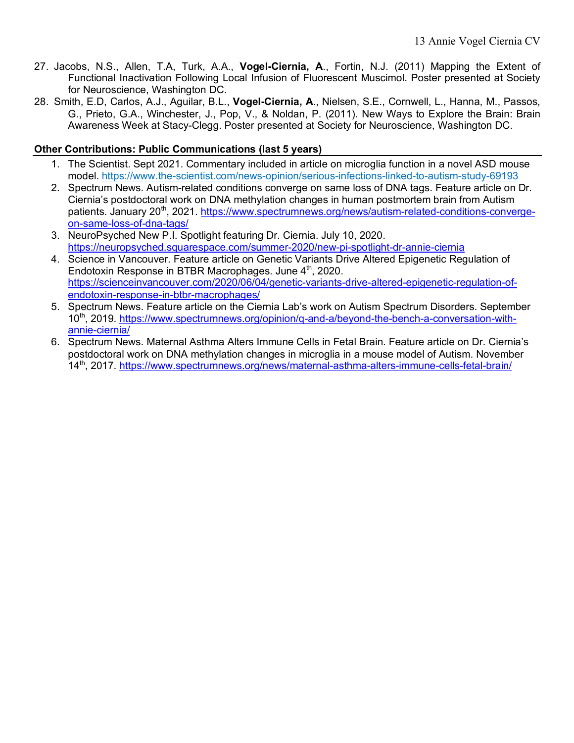27. Jacobs, N.S., Allen, T.A, Turk, A.A., **Vogel-Ciernia, A**., Fortin, N.J. (2011) Mapping the Extent of Functional Inactivation Following Local Infusion of Fluorescent Muscimol. Poster presented at Society for Neuroscience, Washington DC.
28. Smith, E.D, Carlos, A.J., Aguilar, B.L., **Vogel-Ciernia, A**., Nielsen, S.E., Cornwell, L., Hanna, M., Passos, G., Prieto, G.A., Winchester, J., Pop, V., & Noldan, P. (2011). New Ways to Explore the Brain: Brain Awareness Week at Stacy-Clegg. Poster presented at Society for Neuroscience, Washington DC.

## Other Contributions: Public Communications (last 5 years)

1. The Scientist. Sept 2021. Commentary included in article on microglia function in a novel ASD mouse model. https://www.the-scientist.com/news-opinion/serious-infections-linked-to-autism-study-69193
2. Spectrum News. Autism-related conditions converge on same loss of DNA tags. Feature article on Dr. Ciernia's postdoctoral work on DNA methylation changes in human postmortem brain from Autism patients. January 20th, 2021. https://www.spectrumnews.org/news/autism-related-conditions-converge-on-same-loss-of-dna-tags/
3. NeuroPsyched New P.I. Spotlight featuring Dr. Ciernia. July 10, 2020. https://neuropsyched.squarespace.com/summer-2020/new-pi-spotlight-dr-annie-ciernia
4. Science in Vancouver. Feature article on Genetic Variants Drive Altered Epigenetic Regulation of Endotoxin Response in BTBR Macrophages. June 4th, 2020. https://scienceinvancouver.com/2020/06/04/genetic-variants-drive-altered-epigenetic-regulation-of-endotoxin-response-in-btbr-macrophages/
5. Spectrum News. Feature article on the Ciernia Lab's work on Autism Spectrum Disorders. September 10th, 2019. https://www.spectrumnews.org/opinion/q-and-a/beyond-the-bench-a-conversation-with-annie-ciernia/
6. Spectrum News. Maternal Asthma Alters Immune Cells in Fetal Brain. Feature article on Dr. Ciernia's postdoctoral work on DNA methylation changes in microglia in a mouse model of Autism. November 14th, 2017. https://www.spectrumnews.org/news/maternal-asthma-alters-immune-cells-fetal-brain/